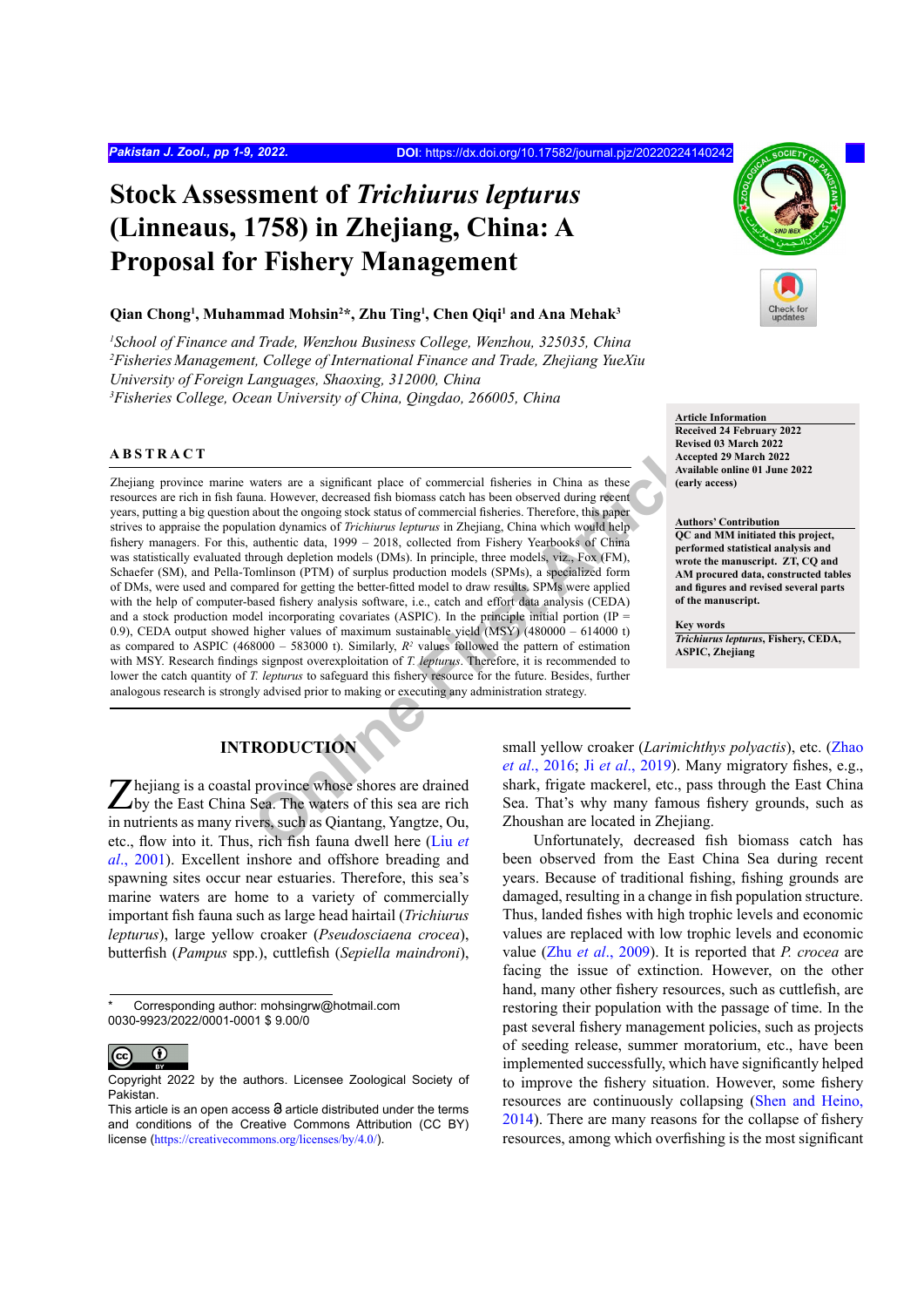# Stock Assessment of *Trichiurus lepturus* (Linneaus, 1758) in Zhejiang, China: A Proposal for Fishery Management

**Qian Chong[1], Muhammad Mohsin[2]*, Zhu Ting[1], Chen Qiqi[1] and Ana Mehak[3]**

[1]*School of Finance and Trade, Wenzhou Business College, Wenzhou, 325035, China*
[2]*Fisheries Management, College of International Finance and Trade, Zhejiang YueXiu University of Foreign Languages, Shaoxing, 312000, China*
[3]*Fisheries College, Ocean University of China, Qingdao, 266005, China*

**Article Information**
Received 24 February 2022
Revised 03 March 2022
Accepted 29 March 2022
Available online 01 June 2022
(early access)

**Authors' Contribution**
QC and MM initiated this project, performed statistical analysis and wrote the manuscript. ZT, CQ and AM procured data, constructed tables and figures and revised several parts of the manuscript.

**Key words**
*Trichiurus lepturus*, Fishery, CEDA, ASPIC, Zhejiang

## ABSTRACT

Zhejiang province marine waters are a significant place of commercial fisheries in China as these resources are rich in fish fauna. However, decreased fish biomass catch has been observed during recent years, putting a big question about the ongoing stock status of commercial fisheries. Therefore, this paper strives to appraise the population dynamics of *Trichiurus lepturus* in Zhejiang, China which would help fishery managers. For this, authentic data, 1999 – 2018, collected from Fishery Yearbooks of China was statistically evaluated through depletion models (DMs). In principle, three models, viz., Fox (FM), Schaefer (SM), and Pella-Tomlinson (PTM) of surplus production models (SPMs), a specialized form of DMs, were used and compared for getting the better-fitted model to draw results. SPMs were applied with the help of computer-based fishery analysis software, i.e., catch and effort data analysis (CEDA) and a stock production model incorporating covariates (ASPIC). In the principle initial portion (IP = 0.9), CEDA output showed higher values of maximum sustainable yield (MSY) (480000 – 614000 t) as compared to ASPIC (468000 – 583000 t). Similarly, $R^2$ values followed the pattern of estimation with MSY. Research findings signpost overexploitation of *T. lepturus*. Therefore, it is recommended to lower the catch quantity of *T. lepturus* to safeguard this fishery resource for the future. Besides, further analogous research is strongly advised prior to making or executing any administration strategy.

## INTRODUCTION

Zhejiang is a coastal province whose shores are drained by the East China Sea. The waters of this sea are rich in nutrients as many rivers, such as Qiantang, Yangtze, Ou, etc., flow into it. Thus, rich fish fauna dwell here (Liu *et al*., 2001). Excellent inshore and offshore breading and spawning sites occur near estuaries. Therefore, this sea's marine waters are home to a variety of commercially important fish fauna such as large head hairtail (*Trichiurus lepturus*), large yellow croaker (*Pseudosciaena crocea*), butterfish (*Pampus* spp.), cuttlefish (*Sepiella maindroni*), small yellow croaker (*Larimichthys polyactis*), etc. (Zhao *et al*., 2016; Ji *et al*., 2019). Many migratory fishes, e.g., shark, frigate mackerel, etc., pass through the East China Sea. That's why many famous fishery grounds, such as Zhoushan are located in Zhejiang.

Unfortunately, decreased fish biomass catch has been observed from the East China Sea during recent years. Because of traditional fishing, fishing grounds are damaged, resulting in a change in fish population structure. Thus, landed fishes with high trophic levels and economic values are replaced with low trophic levels and economic value (Zhu *et al*., 2009). It is reported that *P. crocea* are facing the issue of extinction. However, on the other hand, many other fishery resources, such as cuttlefish, are restoring their population with the passage of time. In the past several fishery management policies, such as projects of seeding release, summer moratorium, etc., have been implemented successfully, which have significantly helped to improve the fishery situation. However, some fishery resources are continuously collapsing (Shen and Heino, 2014). There are many reasons for the collapse of fishery resources, among which overfishing is the most significant

\* Corresponding author: mohsingrw@hotmail.com
0030-9923/2022/0001-0001 $ 9.00/0

Copyright 2022 by the authors. Licensee Zoological Society of Pakistan.
This article is an open access article distributed under the terms and conditions of the Creative Commons Attribution (CC BY) license (https://creativecommons.org/licenses/by/4.0/).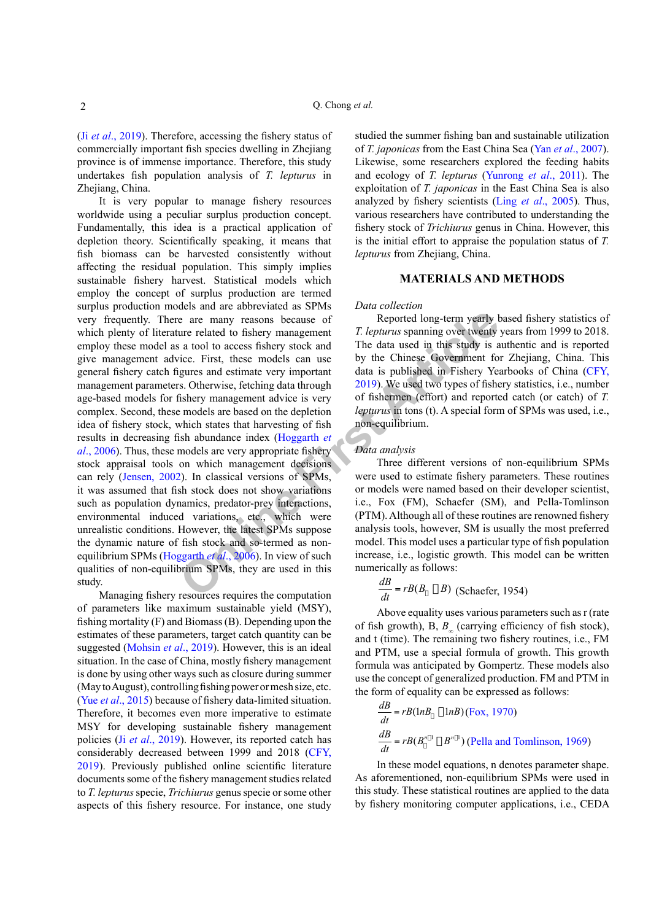(Ji *et al*., 2019). Therefore, accessing the fishery status of commercially important fish species dwelling in Zhejiang province is of immense importance. Therefore, this study undertakes fish population analysis of *T. lepturus* in Zhejiang, China.

It is very popular to manage fishery resources worldwide using a peculiar surplus production concept. Fundamentally, this idea is a practical application of depletion theory. Scientifically speaking, it means that fish biomass can be harvested consistently without affecting the residual population. This simply implies sustainable fishery harvest. Statistical models which employ the concept of surplus production are termed surplus production models and are abbreviated as SPMs very frequently. There are many reasons because of which plenty of literature related to fishery management employ these model as a tool to access fishery stock and give management advice. First, these models can use general fishery catch figures and estimate very important management parameters. Otherwise, fetching data through age-based models for fishery management advice is very complex. Second, these models are based on the depletion idea of fishery stock, which states that harvesting of fish results in decreasing fish abundance index (Hoggarth *et al*., 2006). Thus, these models are very appropriate fishery stock appraisal tools on which management decisions can rely (Jensen, 2002). In classical versions of SPMs, it was assumed that fish stock does not show variations such as population dynamics, predator-prey interactions, environmental induced variations, etc., which were unrealistic conditions. However, the latest SPMs suppose the dynamic nature of fish stock and so-termed as non-equilibrium SPMs (Hoggarth *et al*., 2006). In view of such qualities of non-equilibrium SPMs, they are used in this study.

Managing fishery resources requires the computation of parameters like maximum sustainable yield (MSY), fishing mortality (F) and Biomass (B). Depending upon the estimates of these parameters, target catch quantity can be suggested (Mohsin *et al*., 2019). However, this is an ideal situation. In the case of China, mostly fishery management is done by using other ways such as closure during summer (May to August), controlling fishing power or mesh size, etc. (Yue *et al*., 2015) because of fishery data-limited situation. Therefore, it becomes even more imperative to estimate MSY for developing sustainable fishery management policies (Ji *et al*., 2019). However, its reported catch has considerably decreased between 1999 and 2018 (CFY, 2019). Previously published online scientific literature documents some of the fishery management studies related to *T. lepturus* specie, *Trichiurus* genus specie or some other aspects of this fishery resource. For instance, one study studied the summer fishing ban and sustainable utilization of *T. japonicas* from the East China Sea (Yan *et al*., 2007). Likewise, some researchers explored the feeding habits and ecology of *T. lepturus* (Yunrong *et al*., 2011). The exploitation of *T. japonicas* in the East China Sea is also analyzed by fishery scientists (Ling *et al*., 2005). Thus, various researchers have contributed to understanding the fishery stock of *Trichiurus* genus in China. However, this is the initial effort to appraise the population status of *T. lepturus* from Zhejiang, China.

## MATERIALS AND METHODS

### *Data collection*

Reported long-term yearly based fishery statistics of *T. lepturus* spanning over twenty years from 1999 to 2018. The data used in this study is authentic and is reported by the Chinese Government for Zhejiang, China. This data is published in Fishery Yearbooks of China (CFY, 2019). We used two types of fishery statistics, i.e., number of fishermen (effort) and reported catch (or catch) of *T. lepturus* in tons (t). A special form of SPMs was used, i.e., non-equilibrium.

### *Data analysis*

Three different versions of non-equilibrium SPMs were used to estimate fishery parameters. These routines or models were named based on their developer scientist, i.e., Fox (FM), Schaefer (SM), and Pella-Tomlinson (PTM). Although all of these routines are renowned fishery analysis tools, however, SM is usually the most preferred model. This model uses a particular type of fish population increase, i.e., logistic growth. This model can be written numerically as follows:

$$\frac{dB}{dt} = rB(B_{\infty} - B) \quad \text{(Schaefer, 1954)}$$

Above equality uses various parameters such as r (rate of fish growth), B, $B_{\infty}$ (carrying efficiency of fish stock), and t (time). The remaining two fishery routines, i.e., FM and PTM, use a special formula of growth. This growth formula was anticipated by Gompertz. These models also use the concept of generalized production. FM and PTM in the form of equality can be expressed as follows:

$$\frac{dB}{dt} = rB(\ln B_{\infty} - \ln B) \quad \text{(Fox, 1970)}$$

$$\frac{dB}{dt} = rB(B_{\infty}^{n-1} - B^{n-1}) \quad \text{(Pella and Tomlinson, 1969)}$$

In these model equations, n denotes parameter shape. As aforementioned, non-equilibrium SPMs were used in this study. These statistical routines are applied to the data by fishery monitoring computer applications, i.e., CEDA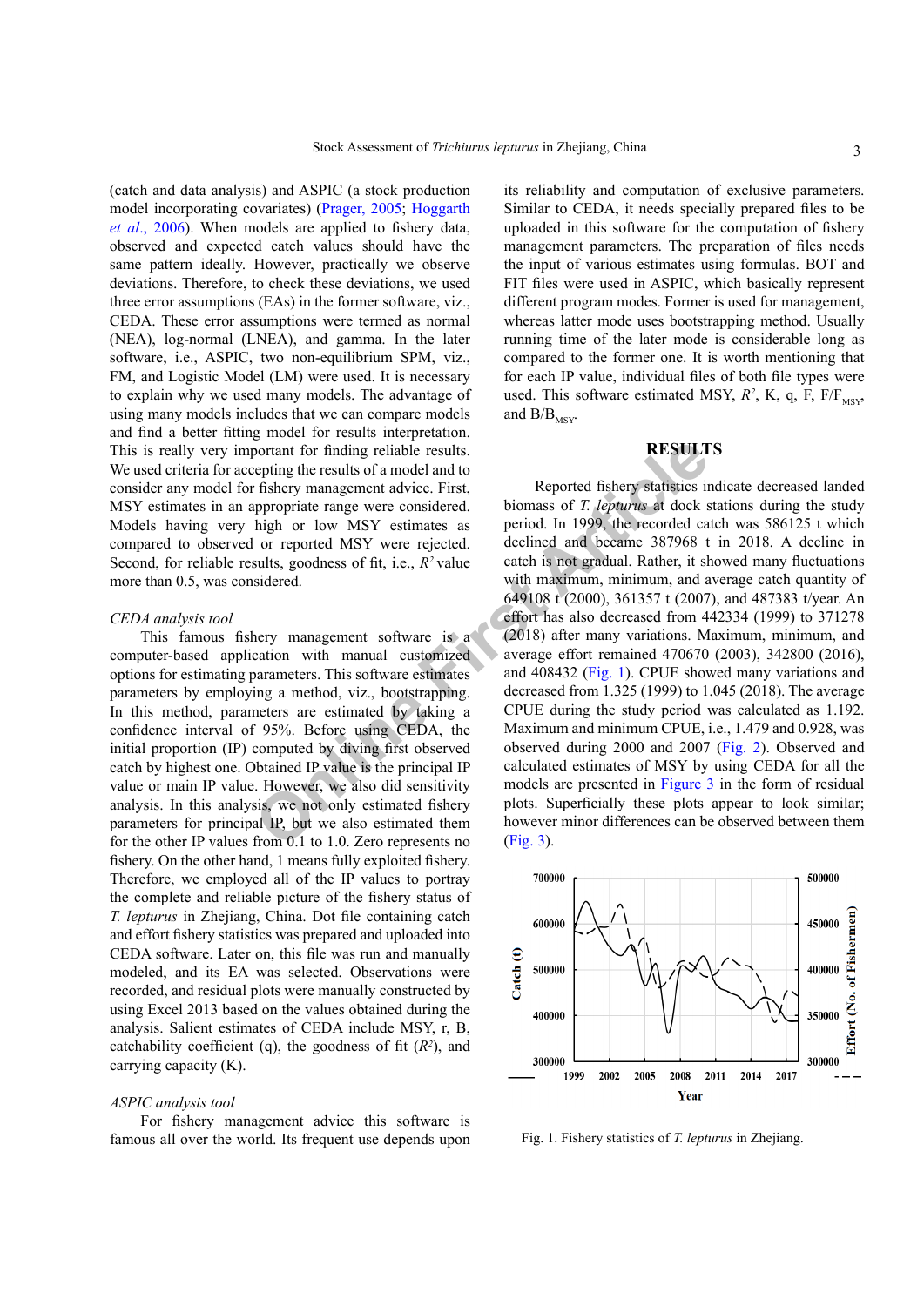(catch and data analysis) and ASPIC (a stock production model incorporating covariates) (Prager, 2005; Hoggarth *et al*., 2006). When models are applied to fishery data, observed and expected catch values should have the same pattern ideally. However, practically we observe deviations. Therefore, to check these deviations, we used three error assumptions (EAs) in the former software, viz., CEDA. These error assumptions were termed as normal (NEA), log-normal (LNEA), and gamma. In the later software, i.e., ASPIC, two non-equilibrium SPM, viz., FM, and Logistic Model (LM) were used. It is necessary to explain why we used many models. The advantage of using many models includes that we can compare models and find a better fitting model for results interpretation. This is really very important for finding reliable results. We used criteria for accepting the results of a model and to consider any model for fishery management advice. First, MSY estimates in an appropriate range were considered. Models having very high or low MSY estimates as compared to observed or reported MSY were rejected. Second, for reliable results, goodness of fit, i.e., $R^2$ value more than 0.5, was considered.

### *CEDA analysis tool*

This famous fishery management software is a computer-based application with manual customized options for estimating parameters. This software estimates parameters by employing a method, viz., bootstrapping. In this method, parameters are estimated by taking a confidence interval of 95%. Before using CEDA, the initial proportion (IP) computed by diving first observed catch by highest one. Obtained IP value is the principal IP value or main IP value. However, we also did sensitivity analysis. In this analysis, we not only estimated fishery parameters for principal IP, but we also estimated them for the other IP values from 0.1 to 1.0. Zero represents no fishery. On the other hand, 1 means fully exploited fishery. Therefore, we employed all of the IP values to portray the complete and reliable picture of the fishery status of *T. lepturus* in Zhejiang, China. Dot file containing catch and effort fishery statistics was prepared and uploaded into CEDA software. Later on, this file was run and manually modeled, and its EA was selected. Observations were recorded, and residual plots were manually constructed by using Excel 2013 based on the values obtained during the analysis. Salient estimates of CEDA include MSY, r, B, catchability coefficient (q), the goodness of fit ($R^2$), and carrying capacity (K).

### *ASPIC analysis tool*

For fishery management advice this software is famous all over the world. Its frequent use depends upon its reliability and computation of exclusive parameters. Similar to CEDA, it needs specially prepared files to be uploaded in this software for the computation of fishery management parameters. The preparation of files needs the input of various estimates using formulas. BOT and FIT files were used in ASPIC, which basically represent different program modes. Former is used for management, whereas latter mode uses bootstrapping method. Usually running time of the later mode is considerable long as compared to the former one. It is worth mentioning that for each IP value, individual files of both file types were used. This software estimated MSY, $R^2$, K, q, F, $F/F_{MSY}$, and $B/B_{MSY}$.

## RESULTS

Reported fishery statistics indicate decreased landed biomass of *T. lepturus* at dock stations during the study period. In 1999, the recorded catch was 586125 t which declined and became 387968 t in 2018. A decline in catch is not gradual. Rather, it showed many fluctuations with maximum, minimum, and average catch quantity of 649108 t (2000), 361357 t (2007), and 487383 t/year. An effort has also decreased from 442334 (1999) to 371278 (2018) after many variations. Maximum, minimum, and average effort remained 470670 (2003), 342800 (2016), and 408432 (Fig. 1). CPUE showed many variations and decreased from 1.325 (1999) to 1.045 (2018). The average CPUE during the study period was calculated as 1.192. Maximum and minimum CPUE, i.e., 1.479 and 0.928, was observed during 2000 and 2007 (Fig. 2). Observed and calculated estimates of MSY by using CEDA for all the models are presented in Figure 3 in the form of residual plots. Superficially these plots appear to look similar; however minor differences can be observed between them (Fig. 3).

Fig. 1. Fishery statistics of *T. lepturus* in Zhejiang.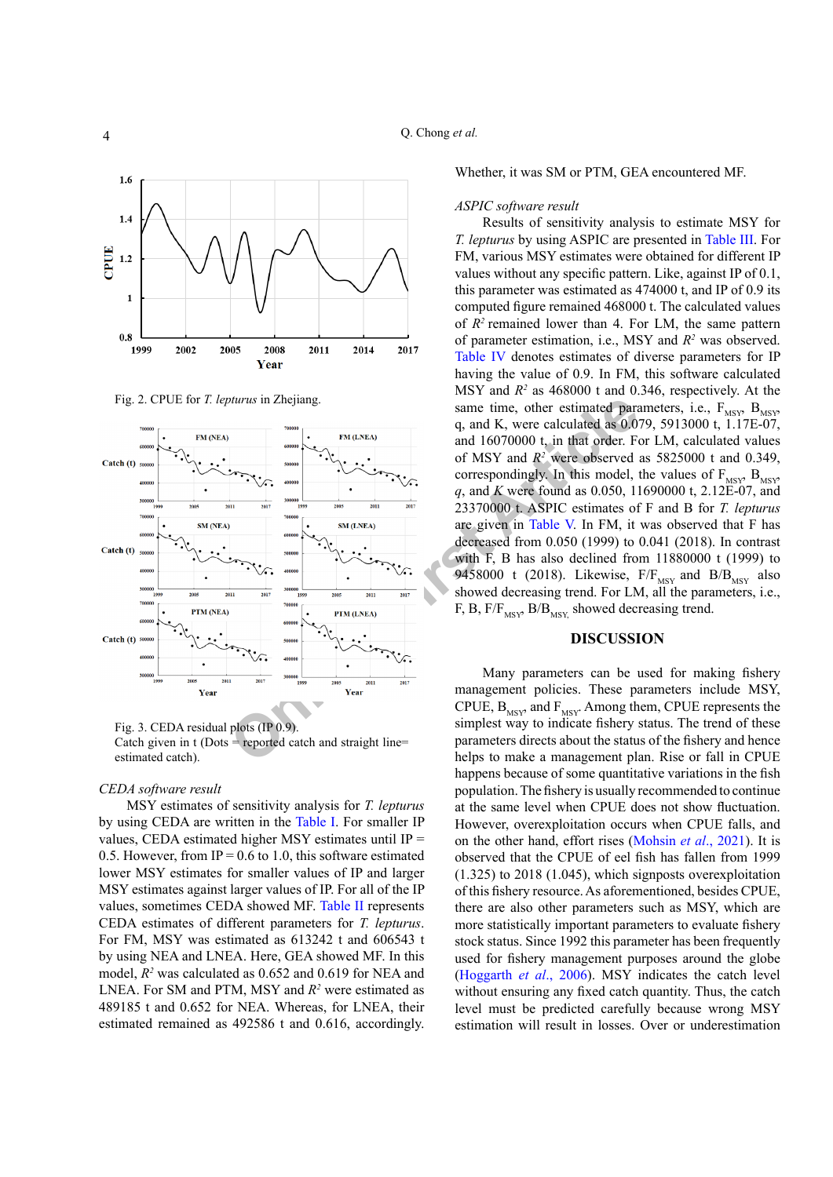Fig. 2. CPUE for *T. lepturus* in Zhejiang.

Fig. 3. CEDA residual plots (IP 0.9).
Catch given in t (Dots = reported catch and straight line= estimated catch).

*CEDA software result*

MSY estimates of sensitivity analysis for *T. lepturus* by using CEDA are written in the Table I. For smaller IP values, CEDA estimated higher MSY estimates until IP = 0.5. However, from IP = 0.6 to 1.0, this software estimated lower MSY estimates for smaller values of IP and larger MSY estimates against larger values of IP. For all of the IP values, sometimes CEDA showed MF. Table II represents CEDA estimates of different parameters for *T. lepturus*. For FM, MSY was estimated as 613242 t and 606543 t by using NEA and LNEA. Here, GEA showed MF. In this model, $R^2$ was calculated as 0.652 and 0.619 for NEA and LNEA. For SM and PTM, MSY and $R^2$ were estimated as 489185 t and 0.652 for NEA. Whereas, for LNEA, their estimated remained as 492586 t and 0.616, accordingly. Whether, it was SM or PTM, GEA encountered MF.

*ASPIC software result*

Results of sensitivity analysis to estimate MSY for *T. lepturus* by using ASPIC are presented in Table III. For FM, various MSY estimates were obtained for different IP values without any specific pattern. Like, against IP of 0.1, this parameter was estimated as 474000 t, and IP of 0.9 its computed figure remained 468000 t. The calculated values of $R^2$ remained lower than 4. For LM, the same pattern of parameter estimation, i.e., MSY and $R^2$ was observed. Table IV denotes estimates of diverse parameters for IP having the value of 0.9. In FM, this software calculated MSY and $R^2$ as 468000 t and 0.346, respectively. At the same time, other estimated parameters, i.e., $F_{MSY}$, $B_{MSY}$, q, and K, were calculated as 0.079, 5913000 t, 1.17E-07, and 16070000 t, in that order. For LM, calculated values of MSY and $R^2$ were observed as 5825000 t and 0.349, correspondingly. In this model, the values of $F_{MSY}$, $B_{MSY}$, *q*, and *K* were found as 0.050, 11690000 t, 2.12E-07, and 23370000 t. ASPIC estimates of F and B for *T. lepturus* are given in Table V. In FM, it was observed that F has decreased from 0.050 (1999) to 0.041 (2018). In contrast with F, B has also declined from 11880000 t (1999) to 9458000 t (2018). Likewise, $F/F_{MSY}$ and $B/B_{MSY}$ also showed decreasing trend. For LM, all the parameters, i.e., F, B, $F/F_{MSY}$, $B/B_{MSY}$, showed decreasing trend.

## DISCUSSION

Many parameters can be used for making fishery management policies. These parameters include MSY, CPUE, $B_{MSY}$, and $F_{MSY}$. Among them, CPUE represents the simplest way to indicate fishery status. The trend of these parameters directs about the status of the fishery and hence helps to make a management plan. Rise or fall in CPUE happens because of some quantitative variations in the fish population. The fishery is usually recommended to continue at the same level when CPUE does not show fluctuation. However, overexploitation occurs when CPUE falls, and on the other hand, effort rises (Mohsin *et al*., 2021). It is observed that the CPUE of eel fish has fallen from 1999 (1.325) to 2018 (1.045), which signposts overexploitation of this fishery resource. As aforementioned, besides CPUE, there are also other parameters such as MSY, which are more statistically important parameters to evaluate fishery stock status. Since 1992 this parameter has been frequently used for fishery management purposes around the globe (Hoggarth *et al*., 2006). MSY indicates the catch level without ensuring any fixed catch quantity. Thus, the catch level must be predicted carefully because wrong MSY estimation will result in losses. Over or underestimation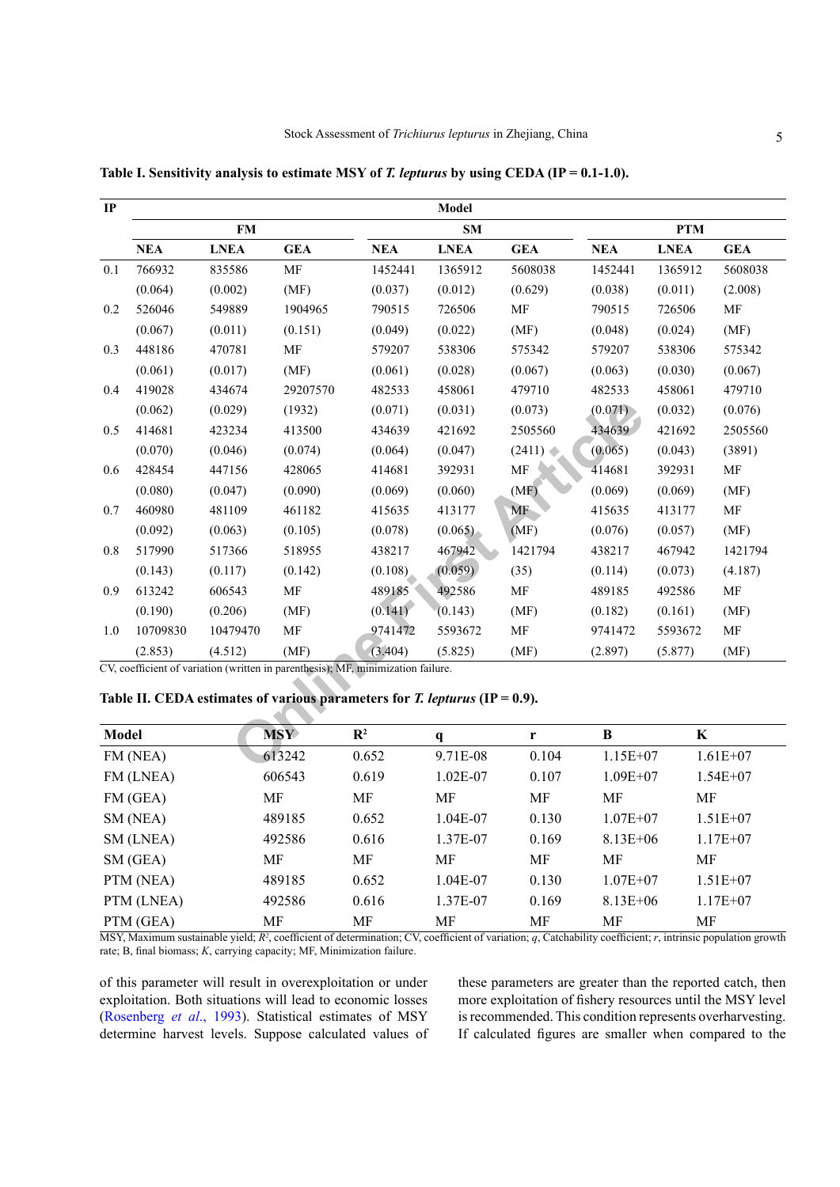**Table I. Sensitivity analysis to estimate MSY of *T. lepturus* by using CEDA (IP = 0.1-1.0).**

| IP | Model | | | | | | | | |
|---|---|---|---|---|---|---|---|---|---|
| | FM | | | SM | | | PTM | | |
| | NEA | LNEA | GEA | NEA | LNEA | GEA | NEA | LNEA | GEA |
| 0.1 | 766932 | 835586 | MF | 1452441 | 1365912 | 5608038 | 1452441 | 1365912 | 5608038 |
| | (0.064) | (0.002) | (MF) | (0.037) | (0.012) | (0.629) | (0.038) | (0.011) | (2.008) |
| 0.2 | 526046 | 549889 | 1904965 | 790515 | 726506 | MF | 790515 | 726506 | MF |
| | (0.067) | (0.011) | (0.151) | (0.049) | (0.022) | (MF) | (0.048) | (0.024) | (MF) |
| 0.3 | 448186 | 470781 | MF | 579207 | 538306 | 575342 | 579207 | 538306 | 575342 |
| | (0.061) | (0.017) | (MF) | (0.061) | (0.028) | (0.067) | (0.063) | (0.030) | (0.067) |
| 0.4 | 419028 | 434674 | 29207570 | 482533 | 458061 | 479710 | 482533 | 458061 | 479710 |
| | (0.062) | (0.029) | (1932) | (0.071) | (0.031) | (0.073) | (0.071) | (0.032) | (0.076) |
| 0.5 | 414681 | 423234 | 413500 | 434639 | 421692 | 2505560 | 434639 | 421692 | 2505560 |
| | (0.070) | (0.046) | (0.074) | (0.064) | (0.047) | (2411) | (0.065) | (0.043) | (3891) |
| 0.6 | 428454 | 447156 | 428065 | 414681 | 392931 | MF | 414681 | 392931 | MF |
| | (0.080) | (0.047) | (0.090) | (0.069) | (0.060) | (MF) | (0.069) | (0.069) | (MF) |
| 0.7 | 460980 | 481109 | 461182 | 415635 | 413177 | MF | 415635 | 413177 | MF |
| | (0.092) | (0.063) | (0.105) | (0.078) | (0.065) | (MF) | (0.076) | (0.057) | (MF) |
| 0.8 | 517990 | 517366 | 518955 | 438217 | 467942 | 1421794 | 438217 | 467942 | 1421794 |
| | (0.143) | (0.117) | (0.142) | (0.108) | (0.059) | (35) | (0.114) | (0.073) | (4.187) |
| 0.9 | 613242 | 606543 | MF | 489185 | 492586 | MF | 489185 | 492586 | MF |
| | (0.190) | (0.206) | (MF) | (0.141) | (0.143) | (MF) | (0.182) | (0.161) | (MF) |
| 1.0 | 10709830 | 10479470 | MF | 9741472 | 5593672 | MF | 9741472 | 5593672 | MF |
| | (2.853) | (4.512) | (MF) | (3.404) | (5.825) | (MF) | (2.897) | (5.877) | (MF) |

CV, coefficient of variation (written in parenthesis); MF, minimization failure.

**Table II. CEDA estimates of various parameters for *T. lepturus* (IP = 0.9).**

| Model | MSY | $R^2$ | q | r | B | K |
|---|---|---|---|---|---|---|
| FM (NEA) | 613242 | 0.652 | 9.71E-08 | 0.104 | 1.15E+07 | 1.61E+07 |
| FM (LNEA) | 606543 | 0.619 | 1.02E-07 | 0.107 | 1.09E+07 | 1.54E+07 |
| FM (GEA) | MF | MF | MF | MF | MF | MF |
| SM (NEA) | 489185 | 0.652 | 1.04E-07 | 0.130 | 1.07E+07 | 1.51E+07 |
| SM (LNEA) | 492586 | 0.616 | 1.37E-07 | 0.169 | 8.13E+06 | 1.17E+07 |
| SM (GEA) | MF | MF | MF | MF | MF | MF |
| PTM (NEA) | 489185 | 0.652 | 1.04E-07 | 0.130 | 1.07E+07 | 1.51E+07 |
| PTM (LNEA) | 492586 | 0.616 | 1.37E-07 | 0.169 | 8.13E+06 | 1.17E+07 |
| PTM (GEA) | MF | MF | MF | MF | MF | MF |

MSY, Maximum sustainable yield; $R^2$, coefficient of determination; CV, coefficient of variation; *q*, Catchability coefficient; *r*, intrinsic population growth rate; B, final biomass; *K*, carrying capacity; MF, Minimization failure.

of this parameter will result in overexploitation or under exploitation. Both situations will lead to economic losses (Rosenberg *et al*., 1993). Statistical estimates of MSY determine harvest levels. Suppose calculated values of these parameters are greater than the reported catch, then more exploitation of fishery resources until the MSY level is recommended. This condition represents overharvesting. If calculated figures are smaller when compared to the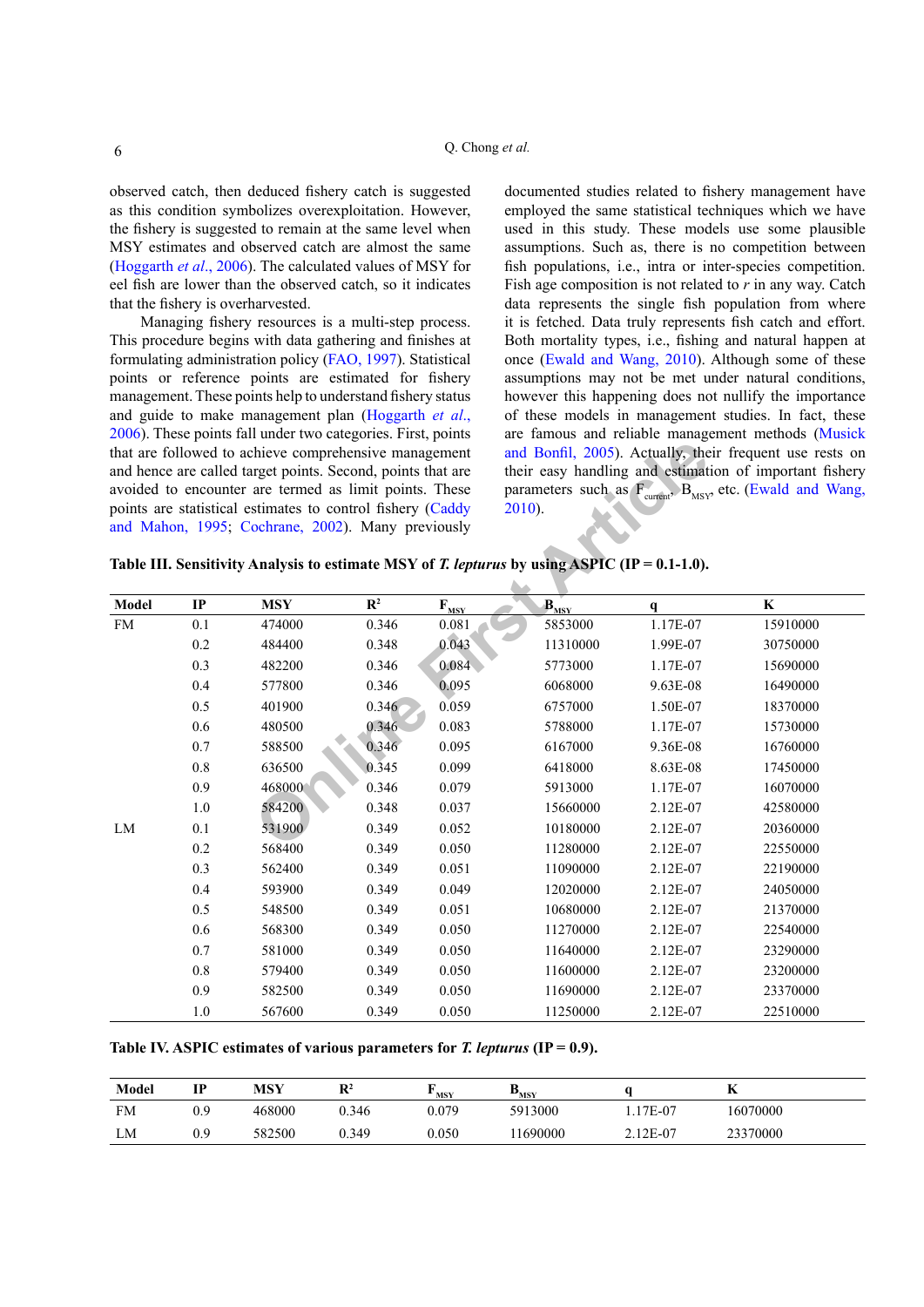observed catch, then deduced fishery catch is suggested as this condition symbolizes overexploitation. However, the fishery is suggested to remain at the same level when MSY estimates and observed catch are almost the same (Hoggarth *et al*., 2006). The calculated values of MSY for eel fish are lower than the observed catch, so it indicates that the fishery is overharvested.

Managing fishery resources is a multi-step process. This procedure begins with data gathering and finishes at formulating administration policy (FAO, 1997). Statistical points or reference points are estimated for fishery management. These points help to understand fishery status and guide to make management plan (Hoggarth *et al*., 2006). These points fall under two categories. First, points that are followed to achieve comprehensive management and hence are called target points. Second, points that are avoided to encounter are termed as limit points. These points are statistical estimates to control fishery (Caddy and Mahon, 1995; Cochrane, 2002). Many previously documented studies related to fishery management have employed the same statistical techniques which we have used in this study. These models use some plausible assumptions. Such as, there is no competition between fish populations, i.e., intra or inter-species competition. Fish age composition is not related to $r$ in any way. Catch data represents the single fish population from where it is fetched. Data truly represents fish catch and effort. Both mortality types, i.e., fishing and natural happen at once (Ewald and Wang, 2010). Although some of these assumptions may not be met under natural conditions, however this happening does not nullify the importance of these models in management studies. In fact, these are famous and reliable management methods (Musick and Bonfil, 2005). Actually, their frequent use rests on their easy handling and estimation of important fishery parameters such as $F_{current}$, $B_{MSY}$, etc. (Ewald and Wang, 2010).

**Table III. Sensitivity Analysis to estimate MSY of *T. lepturus* by using ASPIC (IP = 0.1-1.0).**

| Model | IP | MSY | $R^2$ | $F_{MSY}$ | $B_{MSY}$ | q | K |
|---|---|---|---|---|---|---|---|
| FM | 0.1 | 474000 | 0.346 | 0.081 | 5853000 | 1.17E-07 | 15910000 |
| | 0.2 | 484400 | 0.348 | 0.043 | 11310000 | 1.99E-07 | 30750000 |
| | 0.3 | 482200 | 0.346 | 0.084 | 5773000 | 1.17E-07 | 15690000 |
| | 0.4 | 577800 | 0.346 | 0.095 | 6068000 | 9.63E-08 | 16490000 |
| | 0.5 | 401900 | 0.346 | 0.059 | 6757000 | 1.50E-07 | 18370000 |
| | 0.6 | 480500 | 0.346 | 0.083 | 5788000 | 1.17E-07 | 15730000 |
| | 0.7 | 588500 | 0.346 | 0.095 | 6167000 | 9.36E-08 | 16760000 |
| | 0.8 | 636500 | 0.345 | 0.099 | 6418000 | 8.63E-08 | 17450000 |
| | 0.9 | 468000 | 0.346 | 0.079 | 5913000 | 1.17E-07 | 16070000 |
| | 1.0 | 584200 | 0.348 | 0.037 | 15660000 | 2.12E-07 | 42580000 |
| LM | 0.1 | 531900 | 0.349 | 0.052 | 10180000 | 2.12E-07 | 20360000 |
| | 0.2 | 568400 | 0.349 | 0.050 | 11280000 | 2.12E-07 | 22550000 |
| | 0.3 | 562400 | 0.349 | 0.051 | 11090000 | 2.12E-07 | 22190000 |
| | 0.4 | 593900 | 0.349 | 0.049 | 12020000 | 2.12E-07 | 24050000 |
| | 0.5 | 548500 | 0.349 | 0.051 | 10680000 | 2.12E-07 | 21370000 |
| | 0.6 | 568300 | 0.349 | 0.050 | 11270000 | 2.12E-07 | 22540000 |
| | 0.7 | 581000 | 0.349 | 0.050 | 11640000 | 2.12E-07 | 23290000 |
| | 0.8 | 579400 | 0.349 | 0.050 | 11600000 | 2.12E-07 | 23200000 |
| | 0.9 | 582500 | 0.349 | 0.050 | 11690000 | 2.12E-07 | 23370000 |
| | 1.0 | 567600 | 0.349 | 0.050 | 11250000 | 2.12E-07 | 22510000 |

**Table IV. ASPIC estimates of various parameters for *T. lepturus* (IP = 0.9).**

| Model | IP | MSY | $R^2$ | $F_{MSY}$ | $B_{MSY}$ | q | K |
|---|---|---|---|---|---|---|---|
| FM | 0.9 | 468000 | 0.346 | 0.079 | 5913000 | 1.17E-07 | 16070000 |
| LM | 0.9 | 582500 | 0.349 | 0.050 | 11690000 | 2.12E-07 | 23370000 |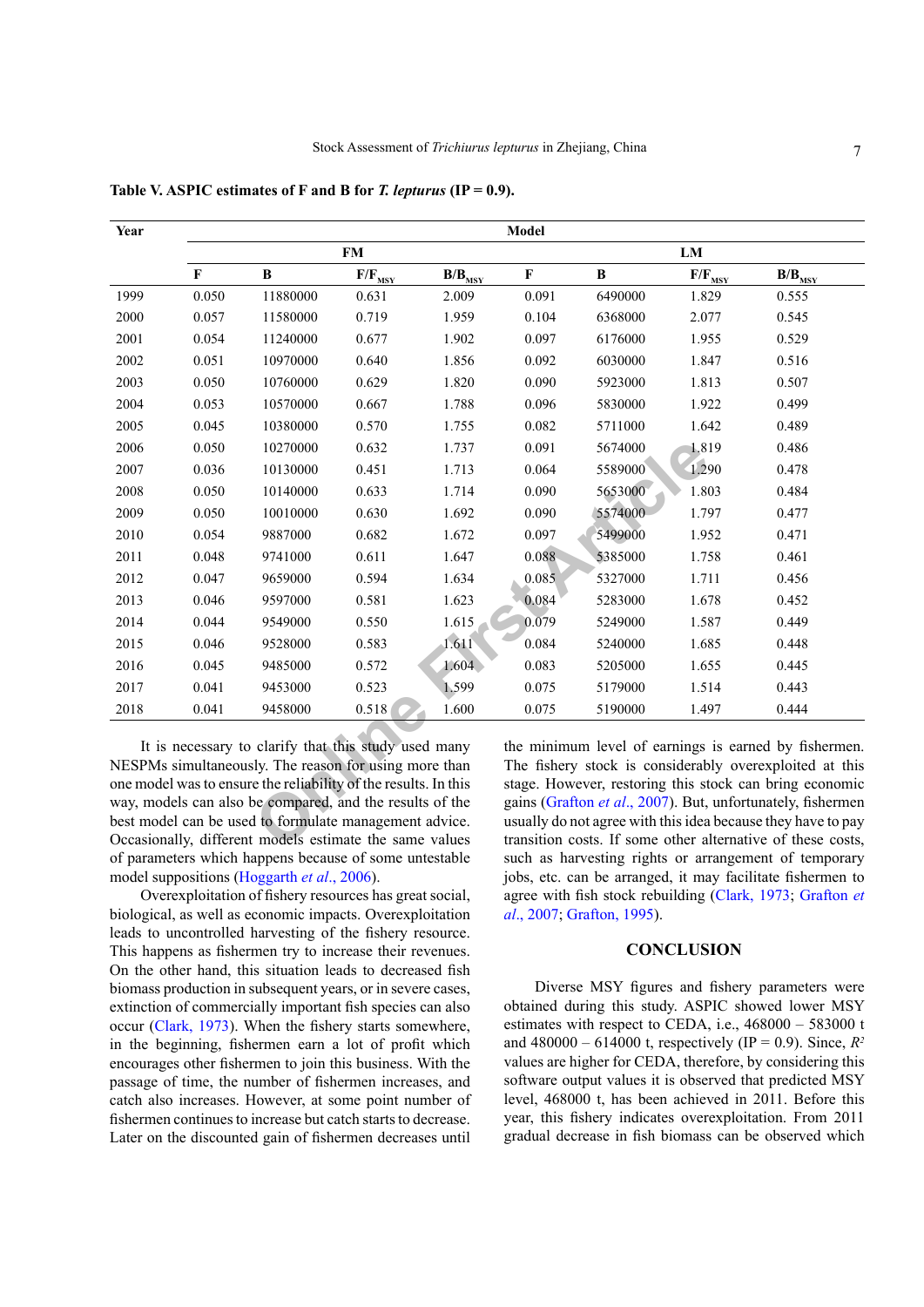**Table V. ASPIC estimates of F and B for *T. lepturus* (IP = 0.9).**

| Year | Model | | | | | | | |
|---|---|---|---|---|---|---|---|---|
| | FM | | | | LM | | | |
| | F | B | $F/F_{MSY}$ | $B/B_{MSY}$ | F | B | $F/F_{MSY}$ | $B/B_{MSY}$ |
| 1999 | 0.050 | 11880000 | 0.631 | 2.009 | 0.091 | 6490000 | 1.829 | 0.555 |
| 2000 | 0.057 | 11580000 | 0.719 | 1.959 | 0.104 | 6368000 | 2.077 | 0.545 |
| 2001 | 0.054 | 11240000 | 0.677 | 1.902 | 0.097 | 6176000 | 1.955 | 0.529 |
| 2002 | 0.051 | 10970000 | 0.640 | 1.856 | 0.092 | 6030000 | 1.847 | 0.516 |
| 2003 | 0.050 | 10760000 | 0.629 | 1.820 | 0.090 | 5923000 | 1.813 | 0.507 |
| 2004 | 0.053 | 10570000 | 0.667 | 1.788 | 0.096 | 5830000 | 1.922 | 0.499 |
| 2005 | 0.045 | 10380000 | 0.570 | 1.755 | 0.082 | 5711000 | 1.642 | 0.489 |
| 2006 | 0.050 | 10270000 | 0.632 | 1.737 | 0.091 | 5674000 | 1.819 | 0.486 |
| 2007 | 0.036 | 10130000 | 0.451 | 1.713 | 0.064 | 5589000 | 1.290 | 0.478 |
| 2008 | 0.050 | 10140000 | 0.633 | 1.714 | 0.090 | 5653000 | 1.803 | 0.484 |
| 2009 | 0.050 | 10010000 | 0.630 | 1.692 | 0.090 | 5574000 | 1.797 | 0.477 |
| 2010 | 0.054 | 9887000 | 0.682 | 1.672 | 0.097 | 5499000 | 1.952 | 0.471 |
| 2011 | 0.048 | 9741000 | 0.611 | 1.647 | 0.088 | 5385000 | 1.758 | 0.461 |
| 2012 | 0.047 | 9659000 | 0.594 | 1.634 | 0.085 | 5327000 | 1.711 | 0.456 |
| 2013 | 0.046 | 9597000 | 0.581 | 1.623 | 0.084 | 5283000 | 1.678 | 0.452 |
| 2014 | 0.044 | 9549000 | 0.550 | 1.615 | 0.079 | 5249000 | 1.587 | 0.449 |
| 2015 | 0.046 | 9528000 | 0.583 | 1.611 | 0.084 | 5240000 | 1.685 | 0.448 |
| 2016 | 0.045 | 9485000 | 0.572 | 1.604 | 0.083 | 5205000 | 1.655 | 0.445 |
| 2017 | 0.041 | 9453000 | 0.523 | 1.599 | 0.075 | 5179000 | 1.514 | 0.443 |
| 2018 | 0.041 | 9458000 | 0.518 | 1.600 | 0.075 | 5190000 | 1.497 | 0.444 |

It is necessary to clarify that this study used many NESPMs simultaneously. The reason for using more than one model was to ensure the reliability of the results. In this way, models can also be compared, and the results of the best model can be used to formulate management advice. Occasionally, different models estimate the same values of parameters which happens because of some untestable model suppositions (Hoggarth *et al*., 2006).

Overexploitation of fishery resources has great social, biological, as well as economic impacts. Overexploitation leads to uncontrolled harvesting of the fishery resource. This happens as fishermen try to increase their revenues. On the other hand, this situation leads to decreased fish biomass production in subsequent years, or in severe cases, extinction of commercially important fish species can also occur (Clark, 1973). When the fishery starts somewhere, in the beginning, fishermen earn a lot of profit which encourages other fishermen to join this business. With the passage of time, the number of fishermen increases, and catch also increases. However, at some point number of fishermen continues to increase but catch starts to decrease. Later on the discounted gain of fishermen decreases until the minimum level of earnings is earned by fishermen. The fishery stock is considerably overexploited at this stage. However, restoring this stock can bring economic gains (Grafton *et al*., 2007). But, unfortunately, fishermen usually do not agree with this idea because they have to pay transition costs. If some other alternative of these costs, such as harvesting rights or arrangement of temporary jobs, etc. can be arranged, it may facilitate fishermen to agree with fish stock rebuilding (Clark, 1973; Grafton *et al*., 2007; Grafton, 1995).

## CONCLUSION

Diverse MSY figures and fishery parameters were obtained during this study. ASPIC showed lower MSY estimates with respect to CEDA, i.e., 468000 – 583000 t and 480000 – 614000 t, respectively (IP = 0.9). Since, $R^2$ values are higher for CEDA, therefore, by considering this software output values it is observed that predicted MSY level, 468000 t, has been achieved in 2011. Before this year, this fishery indicates overexploitation. From 2011 gradual decrease in fish biomass can be observed which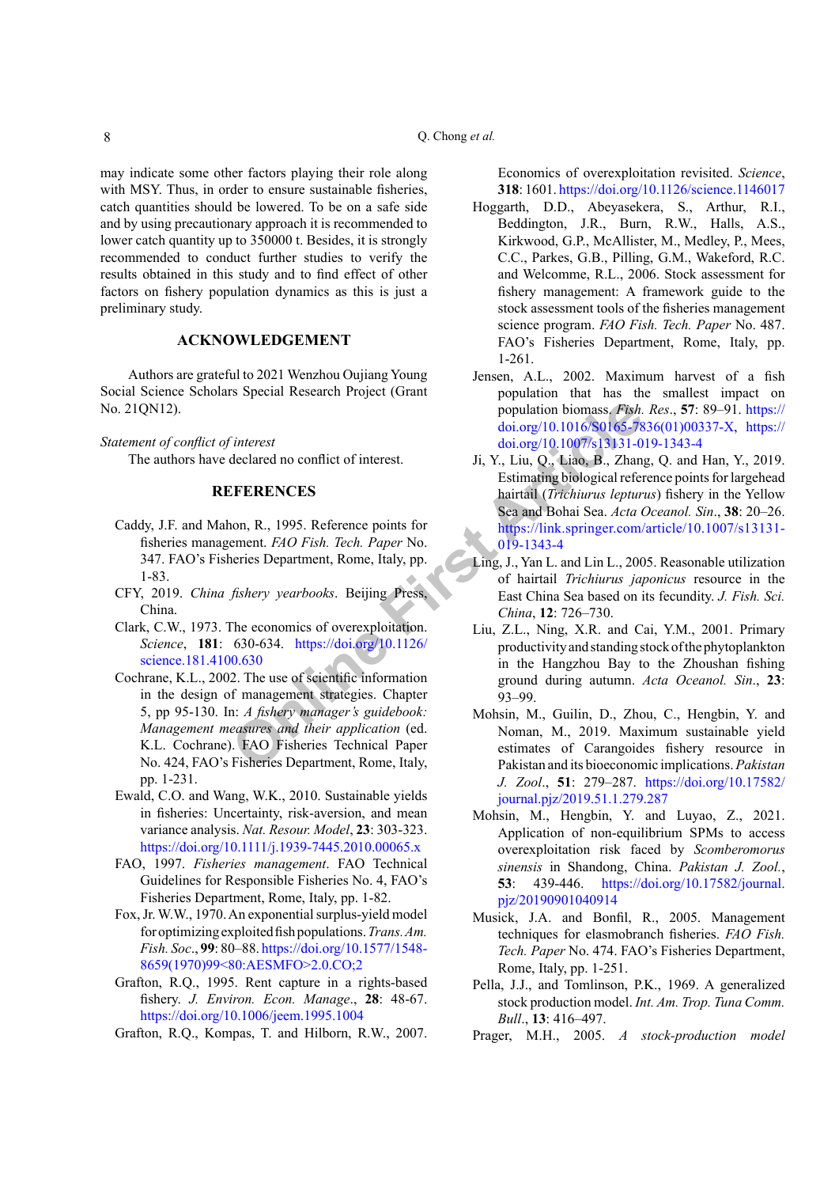may indicate some other factors playing their role along with MSY. Thus, in order to ensure sustainable fisheries, catch quantities should be lowered. To be on a safe side and by using precautionary approach it is recommended to lower catch quantity up to 350000 t. Besides, it is strongly recommended to conduct further studies to verify the results obtained in this study and to find effect of other factors on fishery population dynamics as this is just a preliminary study.

## ACKNOWLEDGEMENT

Authors are grateful to 2021 Wenzhou Oujiang Young Social Science Scholars Special Research Project (Grant No. 21QN12).

*Statement of conflict of interest*

The authors have declared no conflict of interest.

## REFERENCES

Caddy, J.F. and Mahon, R., 1995. Reference points for fisheries management. *FAO Fish. Tech. Paper* No. 347. FAO's Fisheries Department, Rome, Italy, pp. 1-83.

CFY, 2019. *China fishery yearbooks*. Beijing Press, China.

Clark, C.W., 1973. The economics of overexploitation. *Science*, **181**: 630-634. https://doi.org/10.1126/science.181.4100.630

Cochrane, K.L., 2002. The use of scientific information in the design of management strategies. Chapter 5, pp 95-130. In: *A fishery manager's guidebook: Management measures and their application* (ed. K.L. Cochrane). FAO Fisheries Technical Paper No. 424, FAO's Fisheries Department, Rome, Italy, pp. 1-231.

Ewald, C.O. and Wang, W.K., 2010. Sustainable yields in fisheries: Uncertainty, risk-aversion, and mean variance analysis. *Nat. Resour. Model*, **23**: 303-323. https://doi.org/10.1111/j.1939-7445.2010.00065.x

FAO, 1997. *Fisheries management*. FAO Technical Guidelines for Responsible Fisheries No. 4, FAO's Fisheries Department, Rome, Italy, pp. 1-82.

Fox, Jr. W.W., 1970. An exponential surplus-yield model for optimizing exploited fish populations. *Trans. Am. Fish. Soc.*, **99**: 80–88. https://doi.org/10.1577/1548-8659(1970)99<80:AESMFO>2.0.CO;2

Grafton, R.Q., 1995. Rent capture in a rights-based fishery. *J. Environ. Econ. Manage.*, **28**: 48-67. https://doi.org/10.1006/jeem.1995.1004

Grafton, R.Q., Kompas, T. and Hilborn, R.W., 2007. Economics of overexploitation revisited. *Science*, **318**: 1601. https://doi.org/10.1126/science.1146017

Hoggarth, D.D., Abeyasekera, S., Arthur, R.I., Beddington, J.R., Burn, R.W., Halls, A.S., Kirkwood, G.P., McAllister, M., Medley, P., Mees, C.C., Parkes, G.B., Pilling, G.M., Wakeford, R.C. and Welcomme, R.L., 2006. Stock assessment for fishery management: A framework guide to the stock assessment tools of the fisheries management science program. *FAO Fish. Tech. Paper* No. 487. FAO's Fisheries Department, Rome, Italy, pp. 1-261.

Jensen, A.L., 2002. Maximum harvest of a fish population that has the smallest impact on population biomass. *Fish. Res.*, **57**: 89–91. https://doi.org/10.1016/S0165-7836(01)00337-X, https://doi.org/10.1007/s13131-019-1343-4

Ji, Y., Liu, Q., Liao, B., Zhang, Q. and Han, Y., 2019. Estimating biological reference points for largehead hairtail (*Trichiurus lepturus*) fishery in the Yellow Sea and Bohai Sea. *Acta Oceanol. Sin.*, **38**: 20–26. https://link.springer.com/article/10.1007/s13131-019-1343-4

Ling, J., Yan L. and Lin L., 2005. Reasonable utilization of hairtail *Trichiurus japonicus* resource in the East China Sea based on its fecundity. *J. Fish. Sci. China*, **12**: 726–730.

Liu, Z.L., Ning, X.R. and Cai, Y.M., 2001. Primary productivity and standing stock of the phytoplankton in the Hangzhou Bay to the Zhoushan fishing ground during autumn. *Acta Oceanol. Sin.*, **23**: 93–99.

Mohsin, M., Guilin, D., Zhou, C., Hengbin, Y. and Noman, M., 2019. Maximum sustainable yield estimates of Carangoides fishery resource in Pakistan and its bioeconomic implications. *Pakistan J. Zool.*, **51**: 279–287. https://doi.org/10.17582/journal.pjz/2019.51.1.279.287

Mohsin, M., Hengbin, Y. and Luyao, Z., 2021. Application of non-equilibrium SPMs to access overexploitation risk faced by *Scomberomorus sinensis* in Shandong, China. *Pakistan J. Zool.*, **53**: 439-446. https://doi.org/10.17582/journal.pjz/20190901040914

Musick, J.A. and Bonfil, R., 2005. Management techniques for elasmobranch fisheries. *FAO Fish. Tech. Paper* No. 474. FAO's Fisheries Department, Rome, Italy, pp. 1-251.

Pella, J.J., and Tomlinson, P.K., 1969. A generalized stock production model. *Int. Am. Trop. Tuna Comm. Bull.*, **13**: 416–497.

Prager, M.H., 2005. *A stock-production model*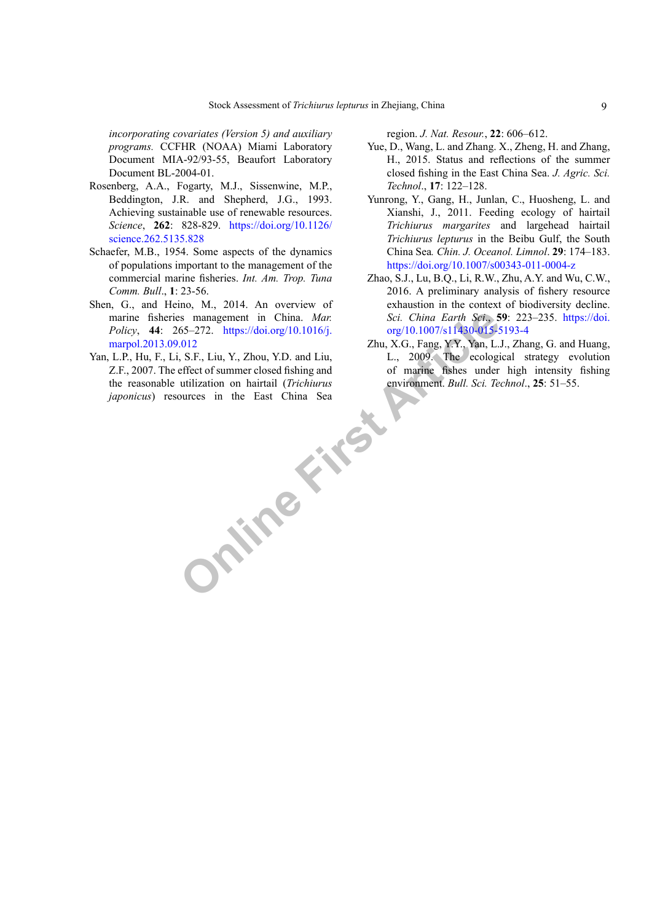*incorporating covariates (Version 5) and auxiliary programs.* CCFHR (NOAA) Miami Laboratory Document MIA-92/93-55, Beaufort Laboratory Document BL-2004-01.

Rosenberg, A.A., Fogarty, M.J., Sissenwine, M.P., Beddington, J.R. and Shepherd, J.G., 1993. Achieving sustainable use of renewable resources. *Science*, **262**: 828-829. https://doi.org/10.1126/science.262.5135.828

Schaefer, M.B., 1954. Some aspects of the dynamics of populations important to the management of the commercial marine fisheries. *Int. Am. Trop. Tuna Comm. Bull*., **1**: 23-56.

Shen, G., and Heino, M., 2014. An overview of marine fisheries management in China. *Mar. Policy*, **44**: 265–272. https://doi.org/10.1016/j.marpol.2013.09.012

Yan, L.P., Hu, F., Li, S.F., Liu, Y., Zhou, Y.D. and Liu, Z.F., 2007. The effect of summer closed fishing and the reasonable utilization on hairtail (*Trichiurus japonicus*) resources in the East China Sea region. *J. Nat. Resour.*, **22**: 606–612.

Yue, D., Wang, L. and Zhang. X., Zheng, H. and Zhang, H., 2015. Status and reflections of the summer closed fishing in the East China Sea. *J. Agric. Sci. Technol*., **17**: 122–128.

Yunrong, Y., Gang, H., Junlan, C., Huosheng, L. and Xianshi, J., 2011. Feeding ecology of hairtail *Trichiurus margarites* and largehead hairtail *Trichiurus lepturus* in the Beibu Gulf, the South China Sea. *Chin. J. Oceanol. Limnol*. **29**: 174–183. https://doi.org/10.1007/s00343-011-0004-z

Zhao, S.J., Lu, B.Q., Li, R.W., Zhu, A.Y. and Wu, C.W., 2016. A preliminary analysis of fishery resource exhaustion in the context of biodiversity decline. *Sci. China Earth Sci*., **59**: 223–235. https://doi.org/10.1007/s11430-015-5193-4

Zhu, X.G., Fang, Y.Y., Yan, L.J., Zhang, G. and Huang, L., 2009. The ecological strategy evolution of marine fishes under high intensity fishing environment. *Bull. Sci. Technol*., **25**: 51–55.